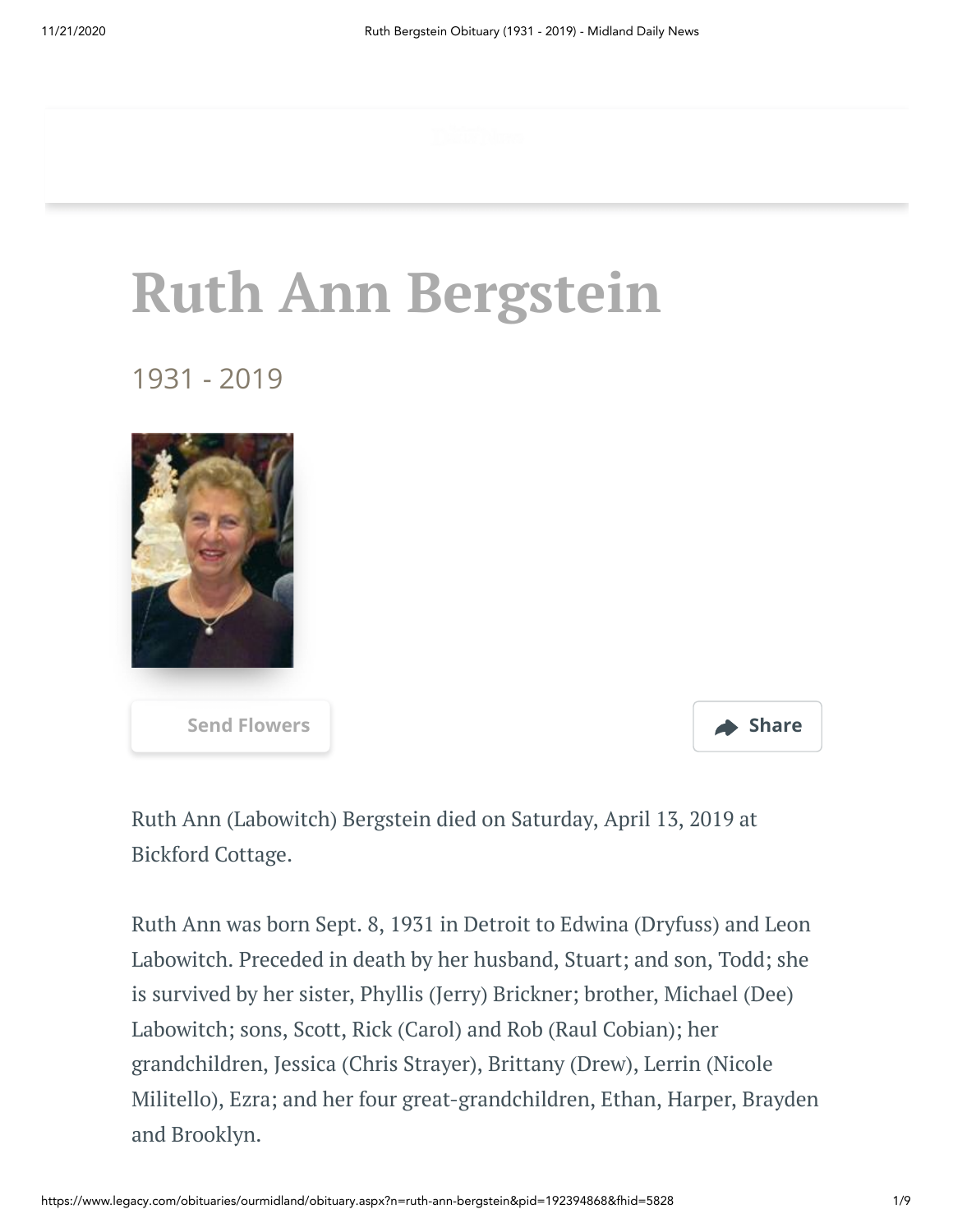# Ruth Ann Bergstein

1931 - 2019

Send Flowers

Share

Ruth Ann (Labowitch) Bergstein died on Saturday, April 13, 2019 at Bickford Cottage.

Ruth Ann was born Sept. 8, 1931 in Detroit to Edwina (Dryfuss) and Leon Labowitch. Preceded in death by her husband, Stuart; and son, Todd; she is survived by her sister, Phyllis (Jerry) Brickner; brother, Michael (Dee) Labowitch; sons, Scott, Rick (Carol) and Rob (Raul Cobian); her grandchildren, Jessica (Chris Strayer), Brittany (Drew), Lerrin (Nicole Militello), Ezra; and her four great-grandchildren, Ethan, Harper, Brayden and Brooklyn.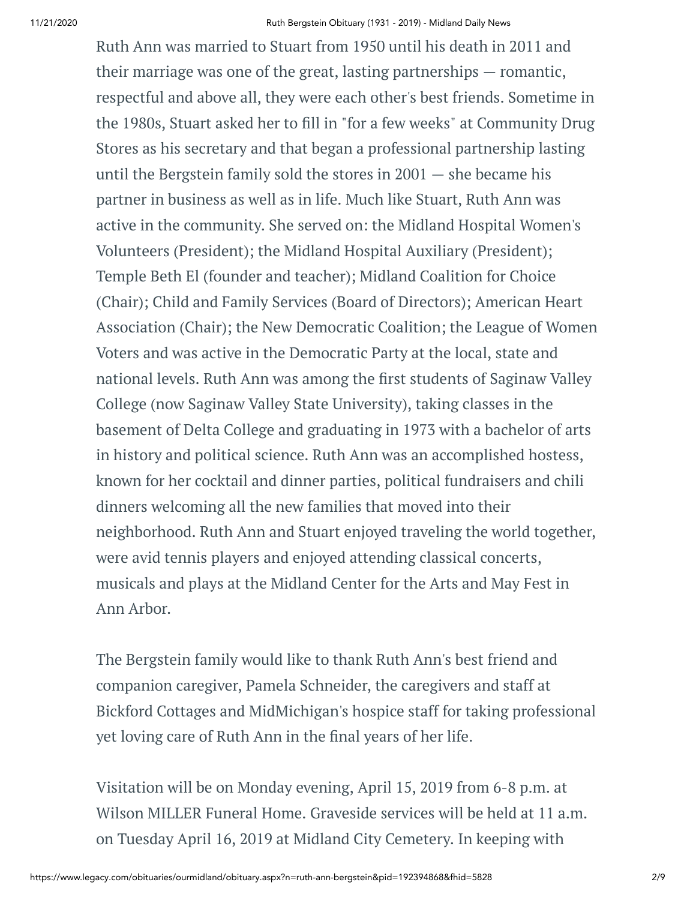Ruth Ann was married to Stuart from 1950 until his death in 2011 and their marriage was one of the great, lasting partnerships — romantic, respectful and above all, they were each other's best friends. Sometime in the 1980s, Stuart asked her to fill in "for a few weeks" at Community Drug Stores as his secretary and that began a professional partnership lasting until the Bergstein family sold the stores in 2001 — she became his partner in business as well as in life. Much like Stuart, Ruth Ann was active in the community. She served on: the Midland Hospital Women's Volunteers (President); the Midland Hospital Auxiliary (President); Temple Beth El (founder and teacher); Midland Coalition for Choice (Chair); Child and Family Services (Board of Directors); American Heart Association (Chair); the New Democratic Coalition; the League of Women Voters and was active in the Democratic Party at the local, state and national levels. Ruth Ann was among the first students of Saginaw Valley College (now Saginaw Valley State University), taking classes in the basement of Delta College and graduating in 1973 with a bachelor of arts in history and political science. Ruth Ann was an accomplished hostess, known for her cocktail and dinner parties, political fundraisers and chili dinners welcoming all the new families that moved into their neighborhood. Ruth Ann and Stuart enjoyed traveling the world together, were avid tennis players and enjoyed attending classical concerts, musicals and plays at the Midland Center for the Arts and May Fest in Ann Arbor.

The Bergstein family would like to thank Ruth Ann's best friend and companion caregiver, Pamela Schneider, the caregivers and staff at Bickford Cottages and MidMichigan's hospice staff for taking professional yet loving care of Ruth Ann in the final years of her life.

Visitation will be on Monday evening, April 15, 2019 from 6-8 p.m. at Wilson MILLER Funeral Home. Graveside services will be held at 11 a.m. on Tuesday April 16, 2019 at Midland City Cemetery. In keeping with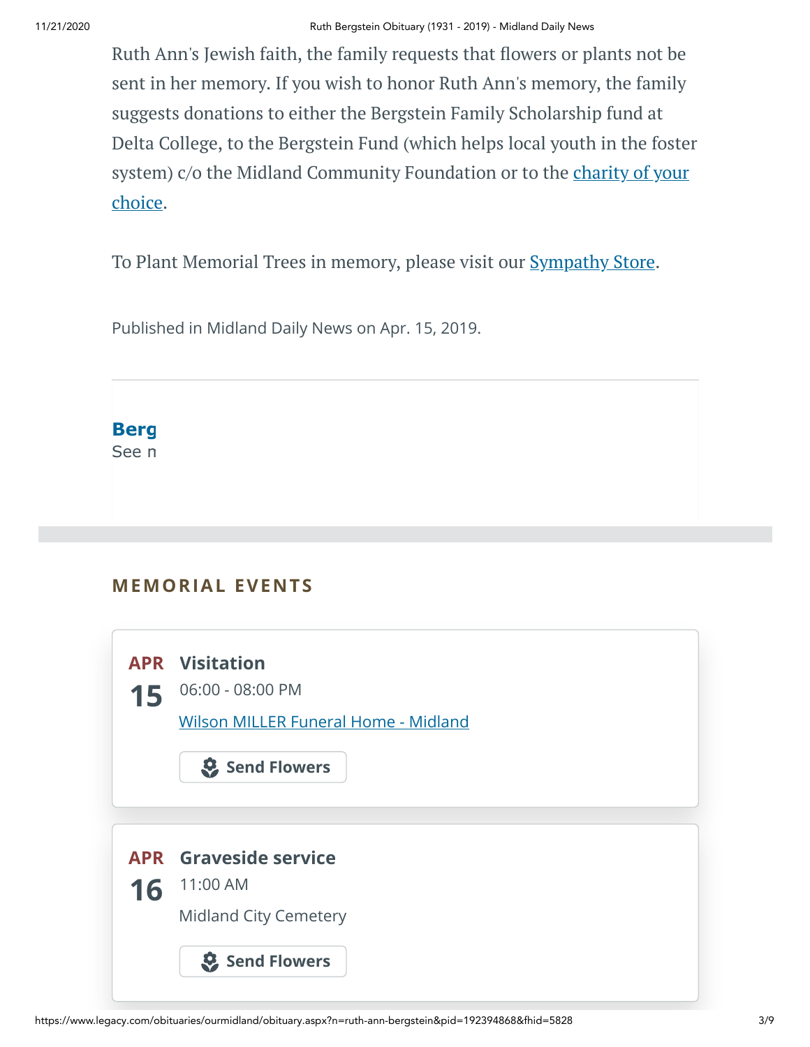Ruth Ann's Jewish faith, the family requests that flowers or plants not be sent in her memory. If you wish to honor Ruth Ann's memory, the family suggests donations to either the Bergstein Family Scholarship fund at Delta College, to the Bergstein Fund (which helps local youth in the foster system) c/o the Midland Community Foundation or to the charity of your choice.

To Plant Memorial Trees in memory, please visit our Sympathy Store.

Published in Midland Daily News on Apr. 15, 2019.

**Berg**
See n

## MEMORIAL EVENTS

**APR 15** **Visitation**
06:00 - 08:00 PM
Wilson MILLER Funeral Home - Midland

Send Flowers

**APR 16** **Graveside service**
11:00 AM
Midland City Cemetery

Send Flowers